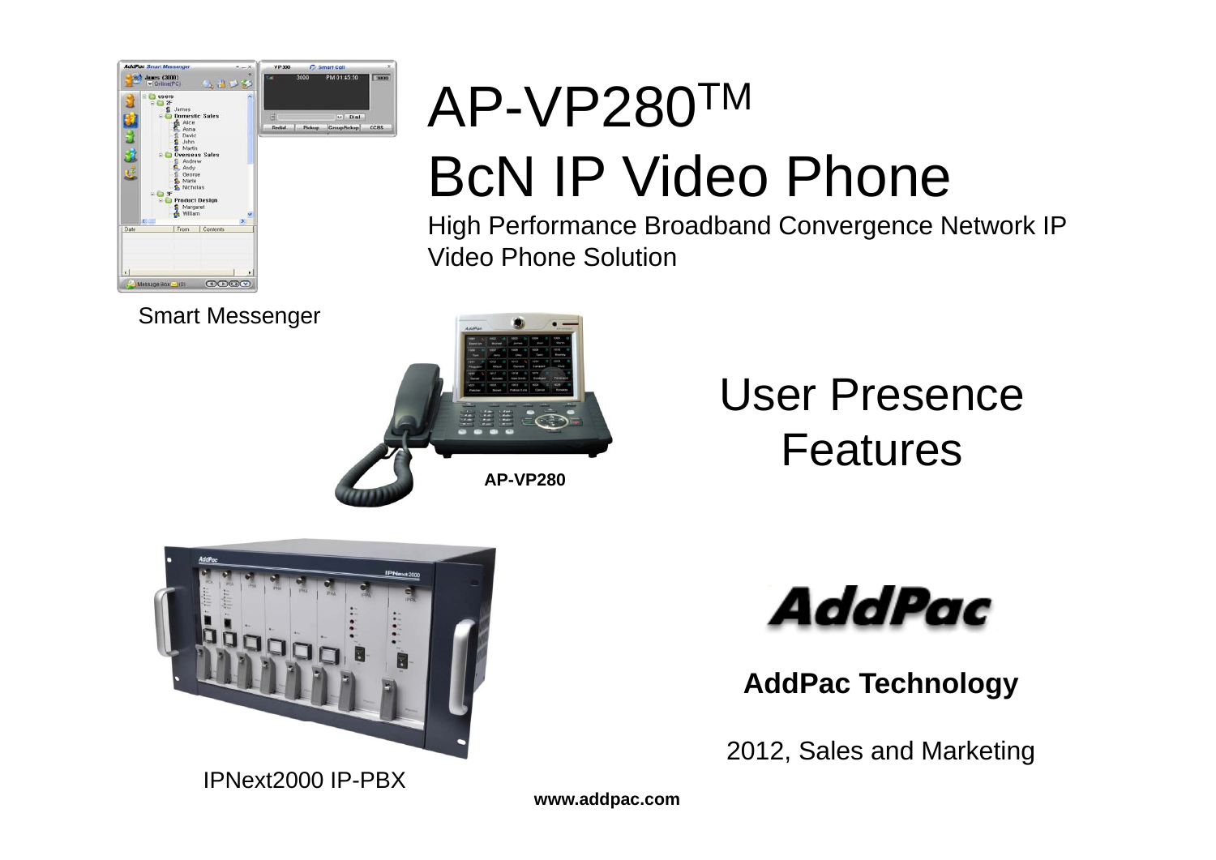# AP-VP280$^{TM}$ BcN IP Video Phone

High Performance Broadband Convergence Network IP Video Phone Solution

Smart Messenger

AP-VP280

## User Presence Features

IPNext2000 IP-PBX

**AddPac Technology**

2012, Sales and Marketing

**www.addpac.com**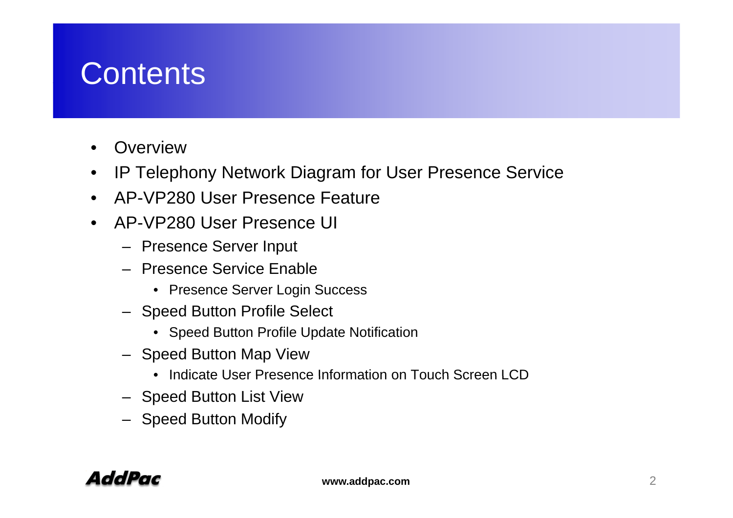# Contents

- Overview
- IP Telephony Network Diagram for User Presence Service
- AP-VP280 User Presence Feature
- AP-VP280 User Presence UI
  - Presence Server Input
  - Presence Service Enable
    - Presence Server Login Success
  - Speed Button Profile Select
    - Speed Button Profile Update Notification
  - Speed Button Map View
    - Indicate User Presence Information on Touch Screen LCD
  - Speed Button List View
  - Speed Button Modify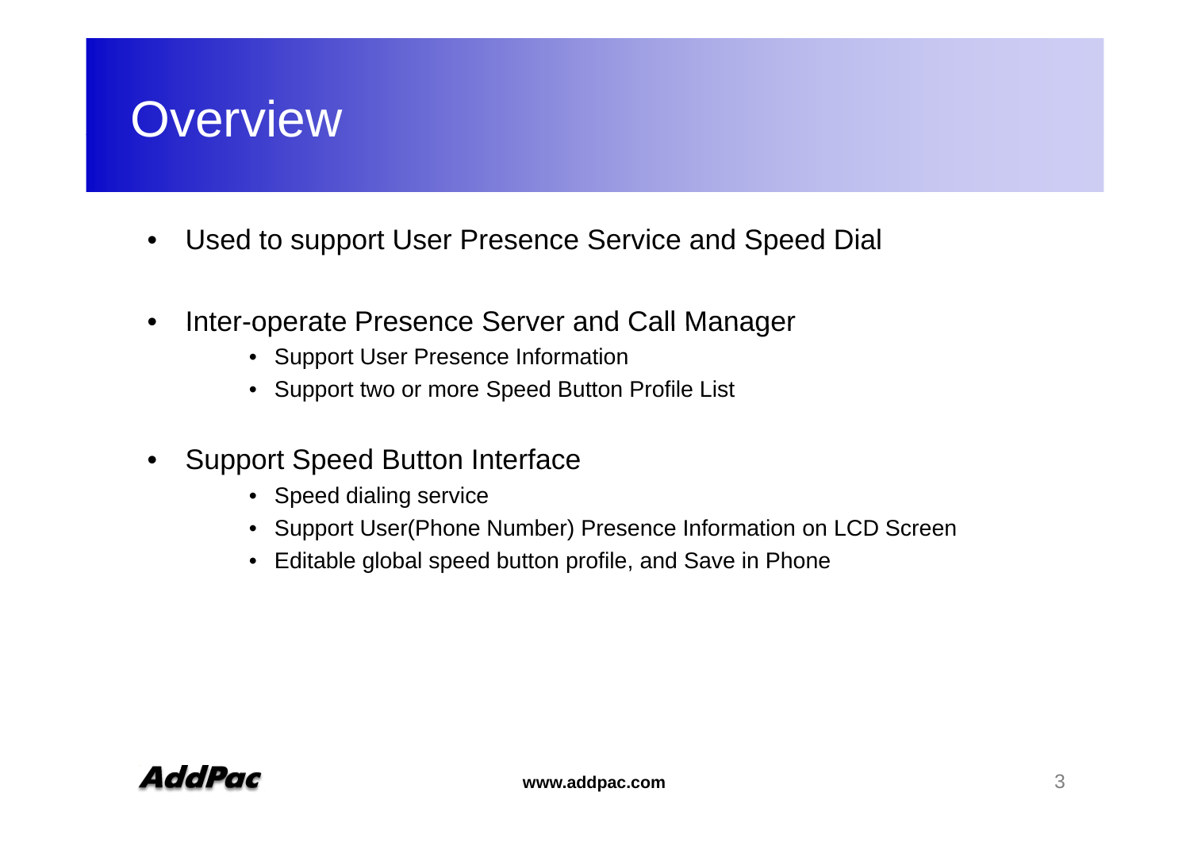# Overview

- Used to support User Presence Service and Speed Dial
- Inter-operate Presence Server and Call Manager
  - Support User Presence Information
  - Support two or more Speed Button Profile List
- Support Speed Button Interface
  - Speed dialing service
  - Support User(Phone Number) Presence Information on LCD Screen
  - Editable global speed button profile, and Save in Phone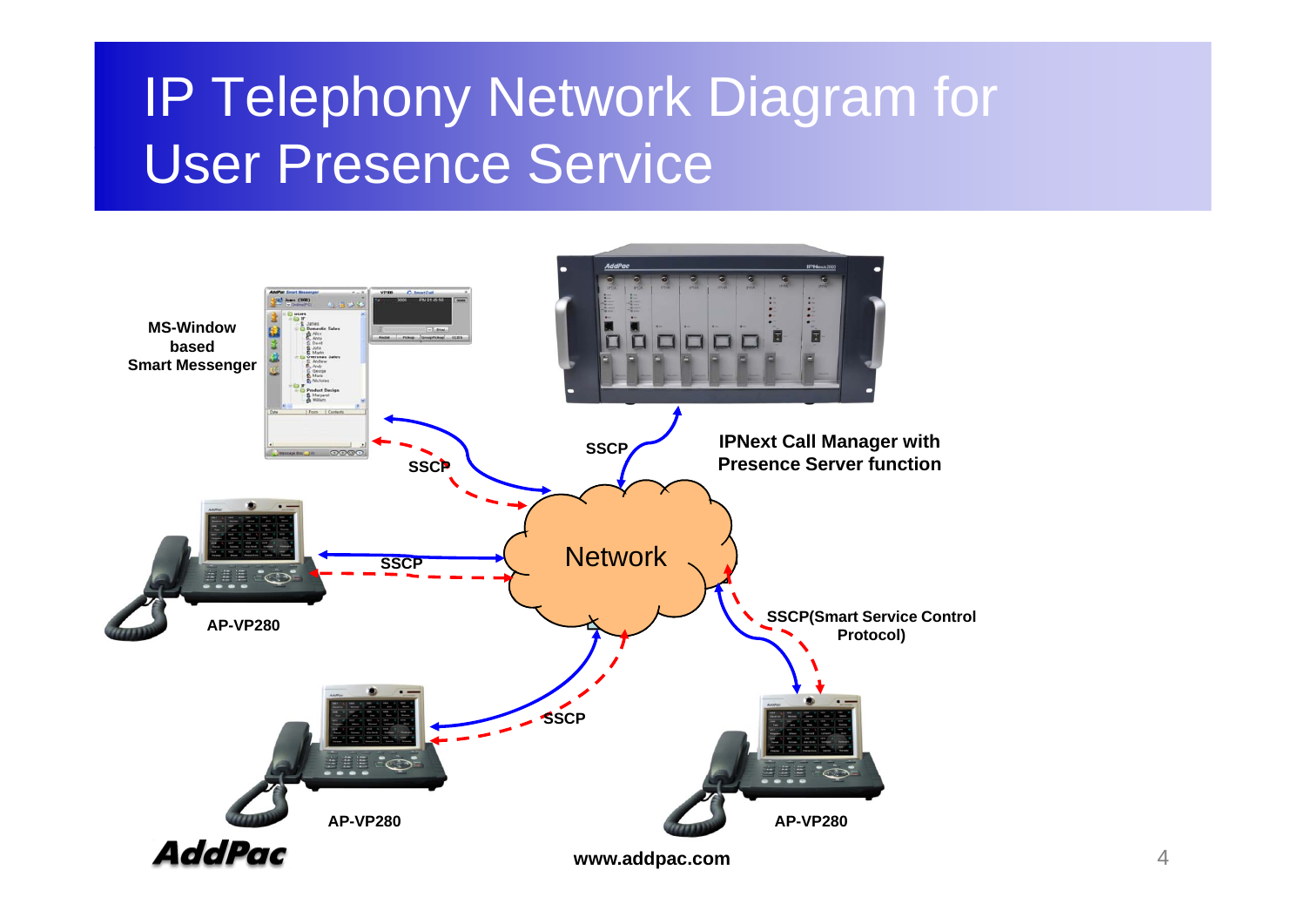# IP Telephony Network Diagram for User Presence Service

**MS-Window based Smart Messenger**

**IPNext Call Manager with Presence Server function**

Network

**SSCP**

**SSCP**

**SSCP**

**SSCP**

**SSCP(Smart Service Control Protocol)**

**AP-VP280**

**AP-VP280**

**AP-VP280**

AddPac

**www.addpac.com**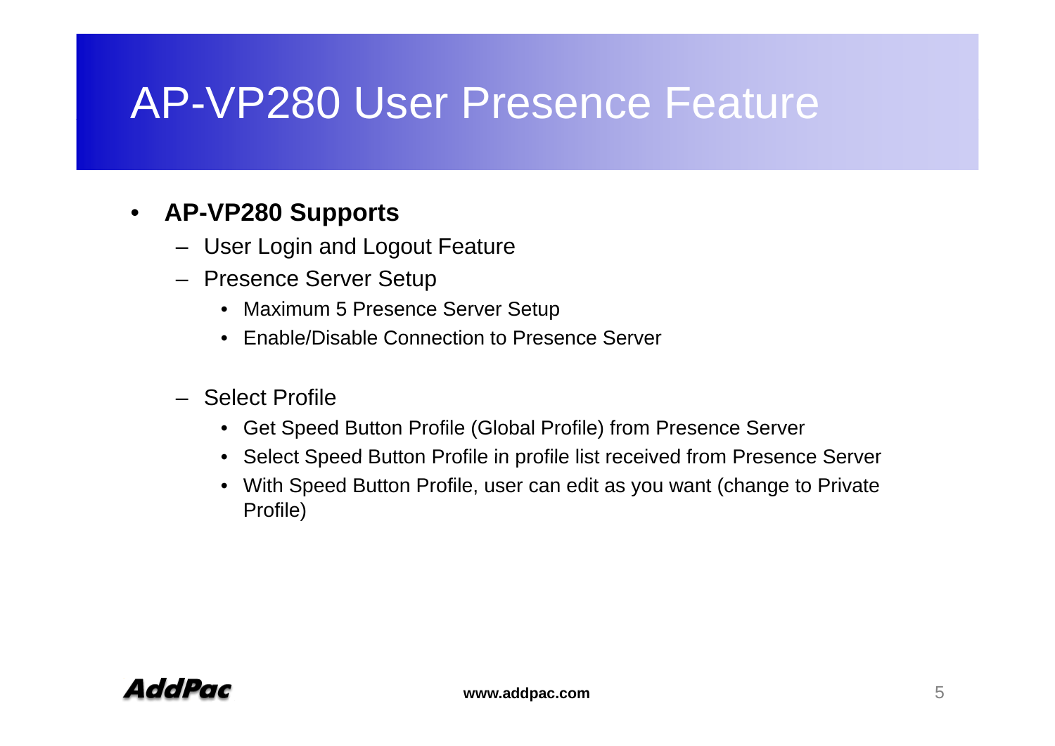# AP-VP280 User Presence Feature

- **AP-VP280 Supports**
  - User Login and Logout Feature
  - Presence Server Setup
    - Maximum 5 Presence Server Setup
    - Enable/Disable Connection to Presence Server
  - Select Profile
    - Get Speed Button Profile (Global Profile) from Presence Server
    - Select Speed Button Profile in profile list received from Presence Server
    - With Speed Button Profile, user can edit as you want (change to Private Profile)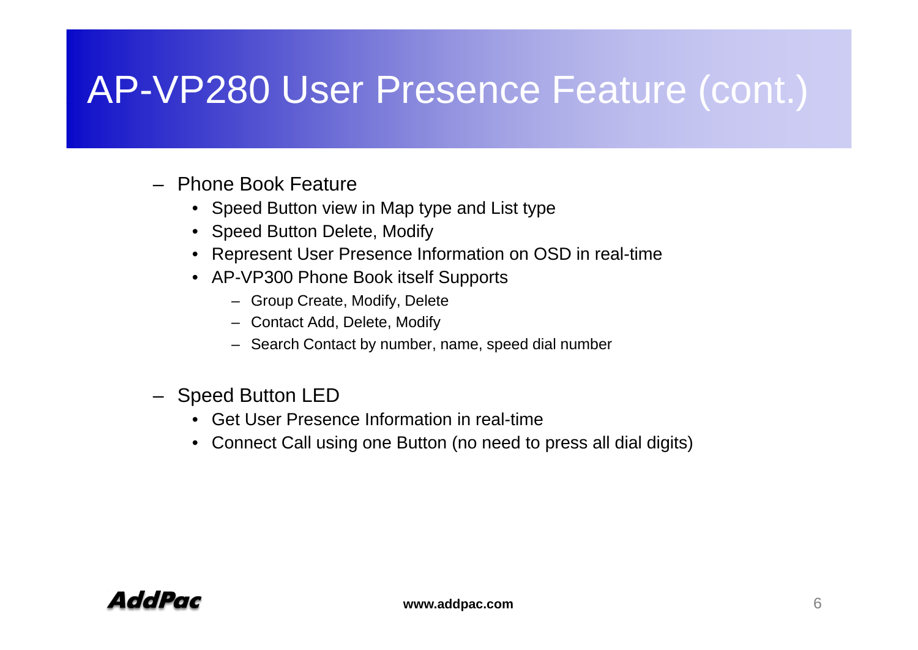# AP-VP280 User Presence Feature (cont.)

- Phone Book Feature
  - Speed Button view in Map type and List type
  - Speed Button Delete, Modify
  - Represent User Presence Information on OSD in real-time
  - AP-VP300 Phone Book itself Supports
    - Group Create, Modify, Delete
    - Contact Add, Delete, Modify
    - Search Contact by number, name, speed dial number

- Speed Button LED
  - Get User Presence Information in real-time
  - Connect Call using one Button (no need to press all dial digits)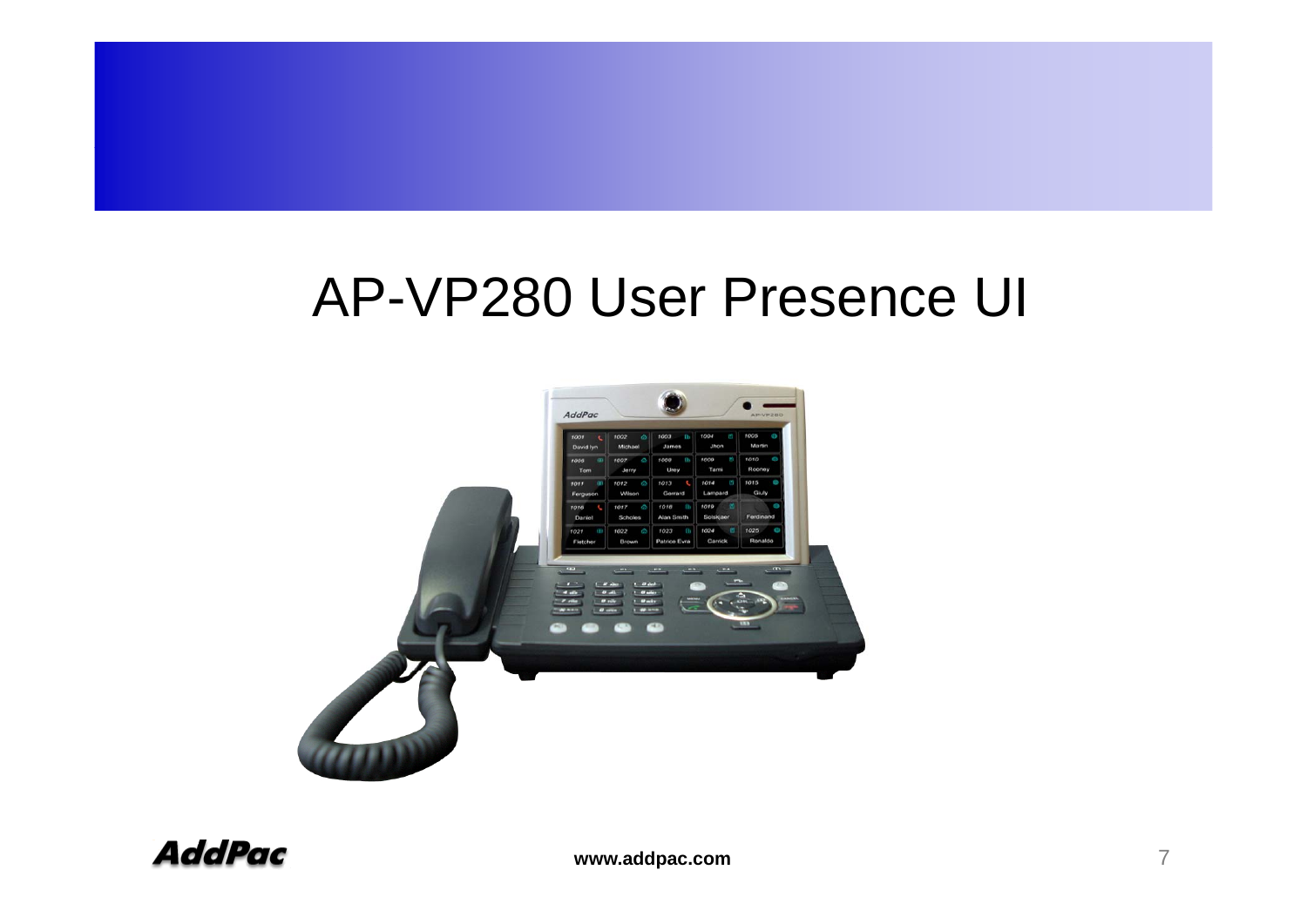# AP-VP280 User Presence UI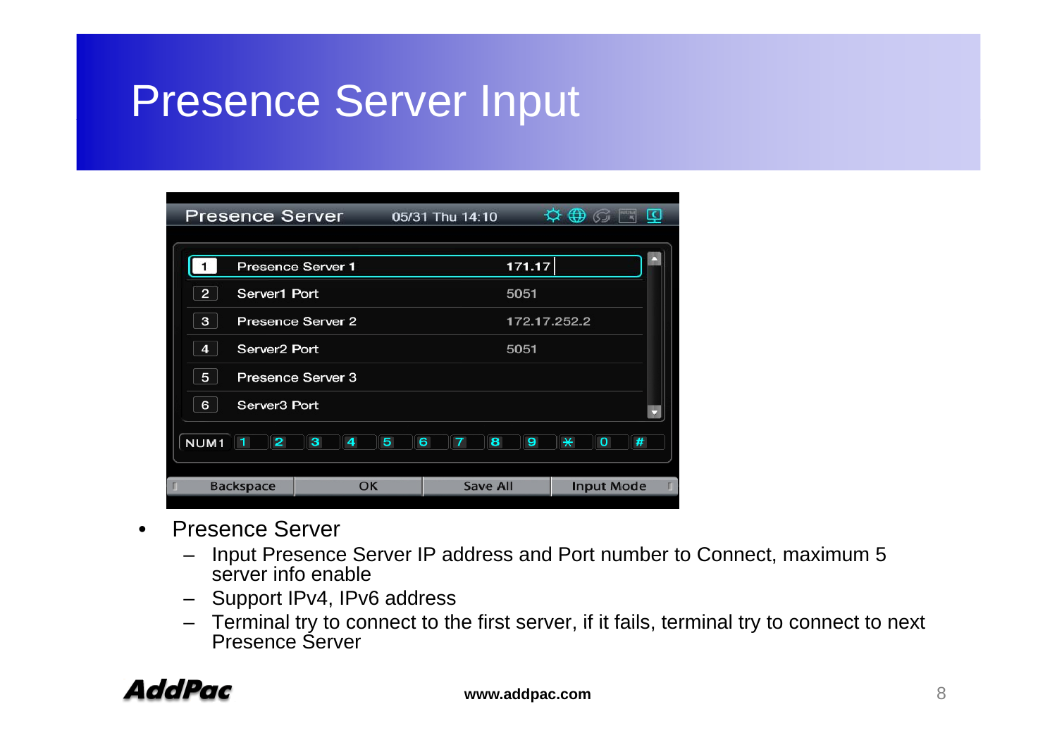# Presence Server Input

| | Presence Server | 05/31 Thu 14:10 |
|---|---|---|
| 1 | Presence Server 1 | 171.17 |
| 2 | Server1 Port | 5051 |
| 3 | Presence Server 2 | 172.17.252.2 |
| 4 | Server2 Port | 5051 |
| 5 | Presence Server 3 | |
| 6 | Server3 Port | |

NUM1 1 2 3 4 5 6 7 8 9 * 0 #

Backspace | OK | Save All | Input Mode

- Presence Server
  - Input Presence Server IP address and Port number to Connect, maximum 5 server info enable
  - Support IPv4, IPv6 address
  - Terminal try to connect to the first server, if it fails, terminal try to connect to next Presence Server

AddPac www.addpac.com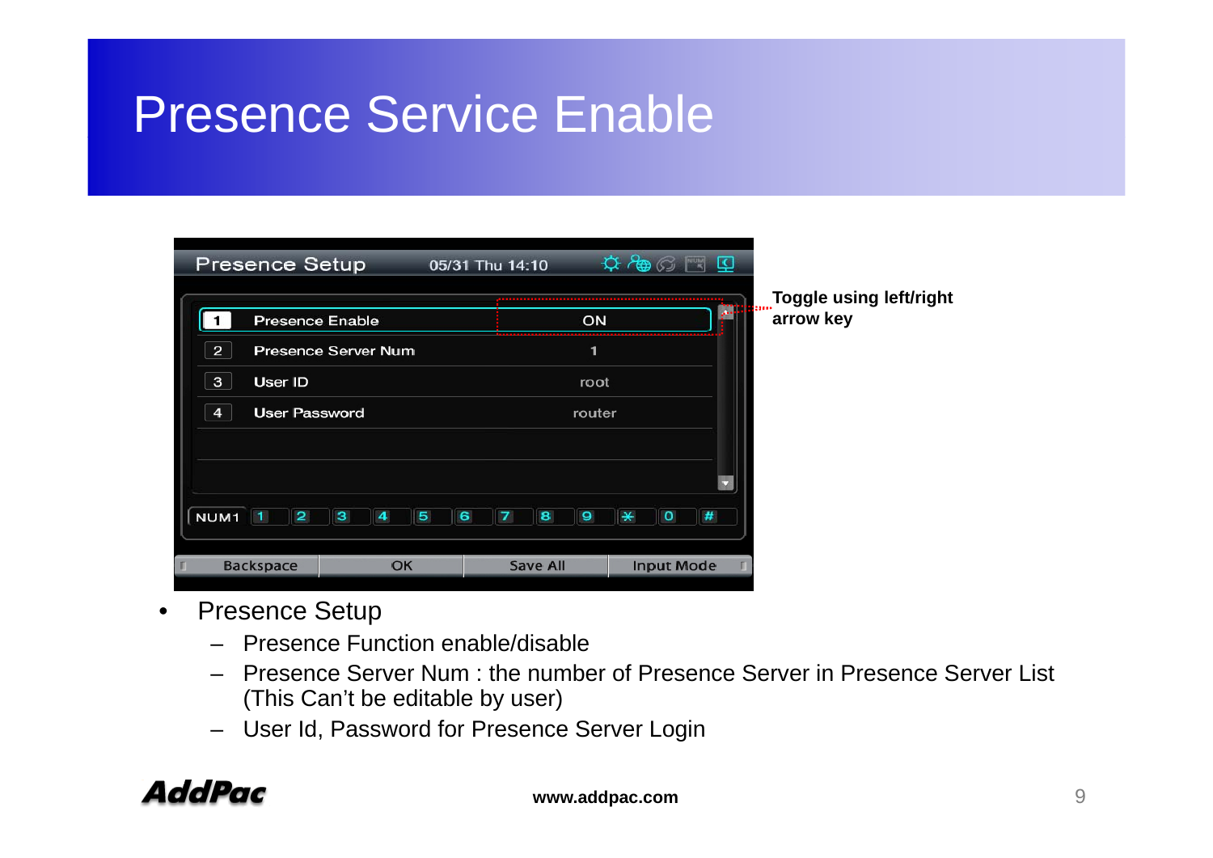# Presence Service Enable

| | Presence Setup | |
|---|---|---|
| 1 | Presence Enable | ON |
| 2 | Presence Server Num | 1 |
| 3 | User ID | root |
| 4 | User Password | router |

Toggle using left/right arrow key

- Presence Setup
  - Presence Function enable/disable
  - Presence Server Num : the number of Presence Server in Presence Server List (This Can't be editable by user)
  - User Id, Password for Presence Server Login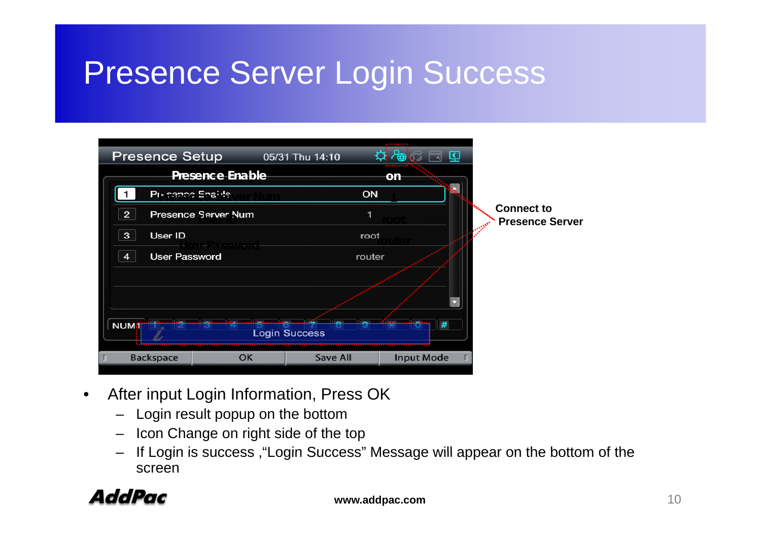# Presence Server Login Success

Connect to Presence Server

- After input Login Information, Press OK
  - Login result popup on the bottom
  - Icon Change on right side of the top
  - If Login is success ,“Login Success” Message will appear on the bottom of the screen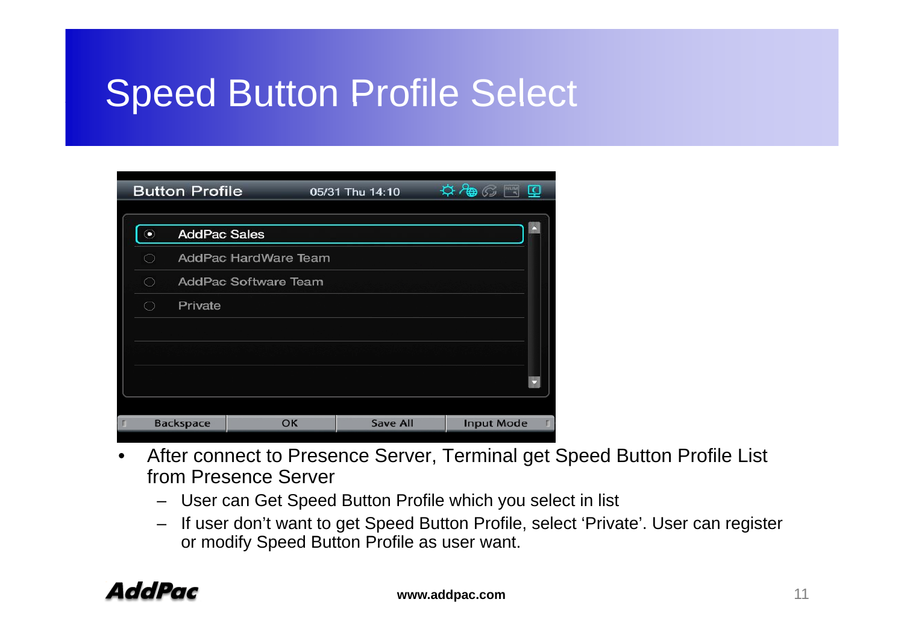# Speed Button Profile Select

- After connect to Presence Server, Terminal get Speed Button Profile List from Presence Server
  - User can Get Speed Button Profile which you select in list
  - If user don't want to get Speed Button Profile, select 'Private'. User can register or modify Speed Button Profile as user want.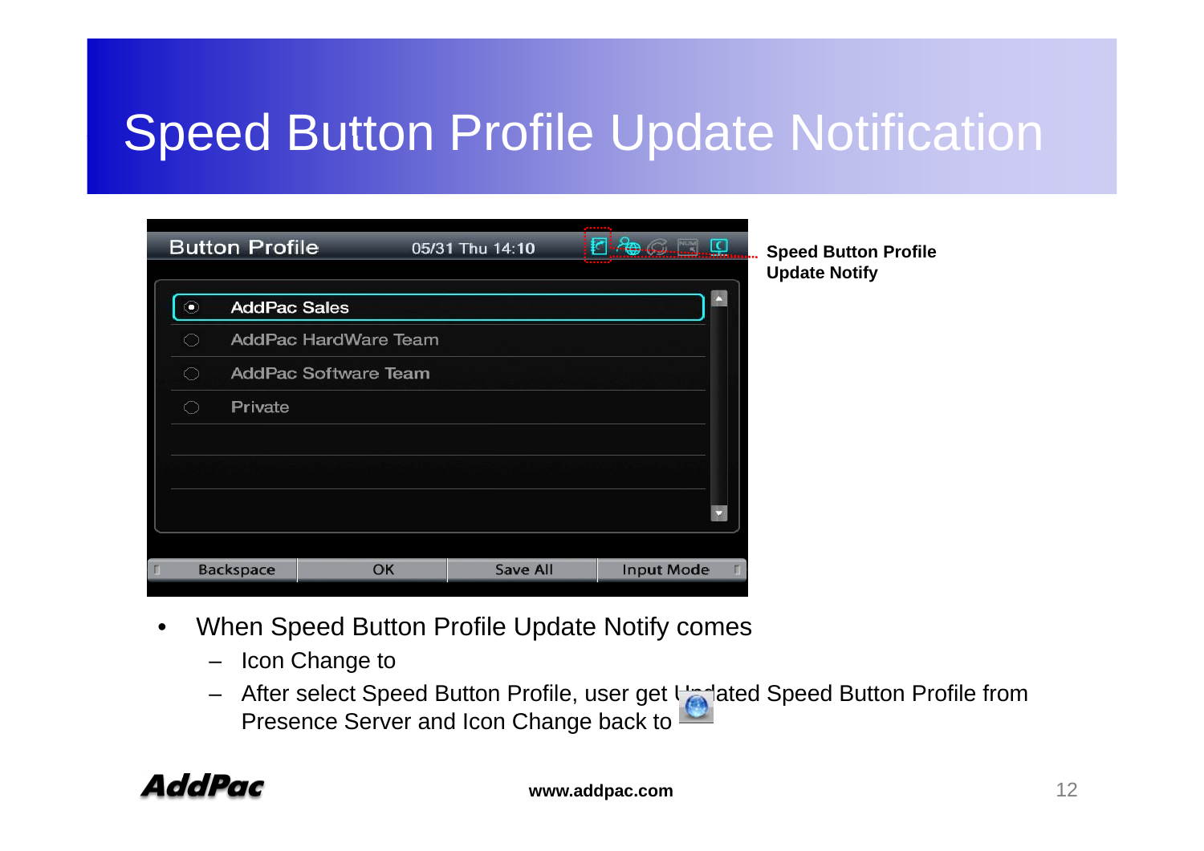# Speed Button Profile Update Notification

**Speed Button Profile Update Notify**

- When Speed Button Profile Update Notify comes
  - Icon Change to
  - After select Speed Button Profile, user get Updated Speed Button Profile from Presence Server and Icon Change back to

www.addpac.com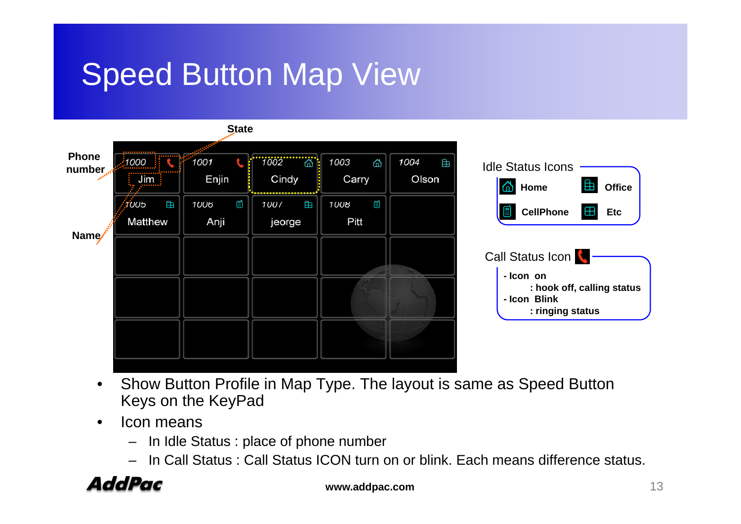# Speed Button Map View

State

Phone number

Name

| 1000 Jim | 1001 Enjin | 1002 Cindy | 1003 Carry | 1004 Olson |
|---|---|---|---|---|
| 1005 Matthew | 1006 Anji | 1007 jeorge | 1008 Pitt | |
| | | | | |
| | | | | |
| | | | | |

Idle Status Icons

- Home
- Office
- CellPhone
- Etc

Call Status Icon

- Icon on
  : hook off, calling status
- Icon Blink
  : ringing status

- Show Button Profile in Map Type. The layout is same as Speed Button Keys on the KeyPad
- Icon means
  - In Idle Status : place of phone number
  - In Call Status : Call Status ICON turn on or blink. Each means difference status.

AddPac

www.addpac.com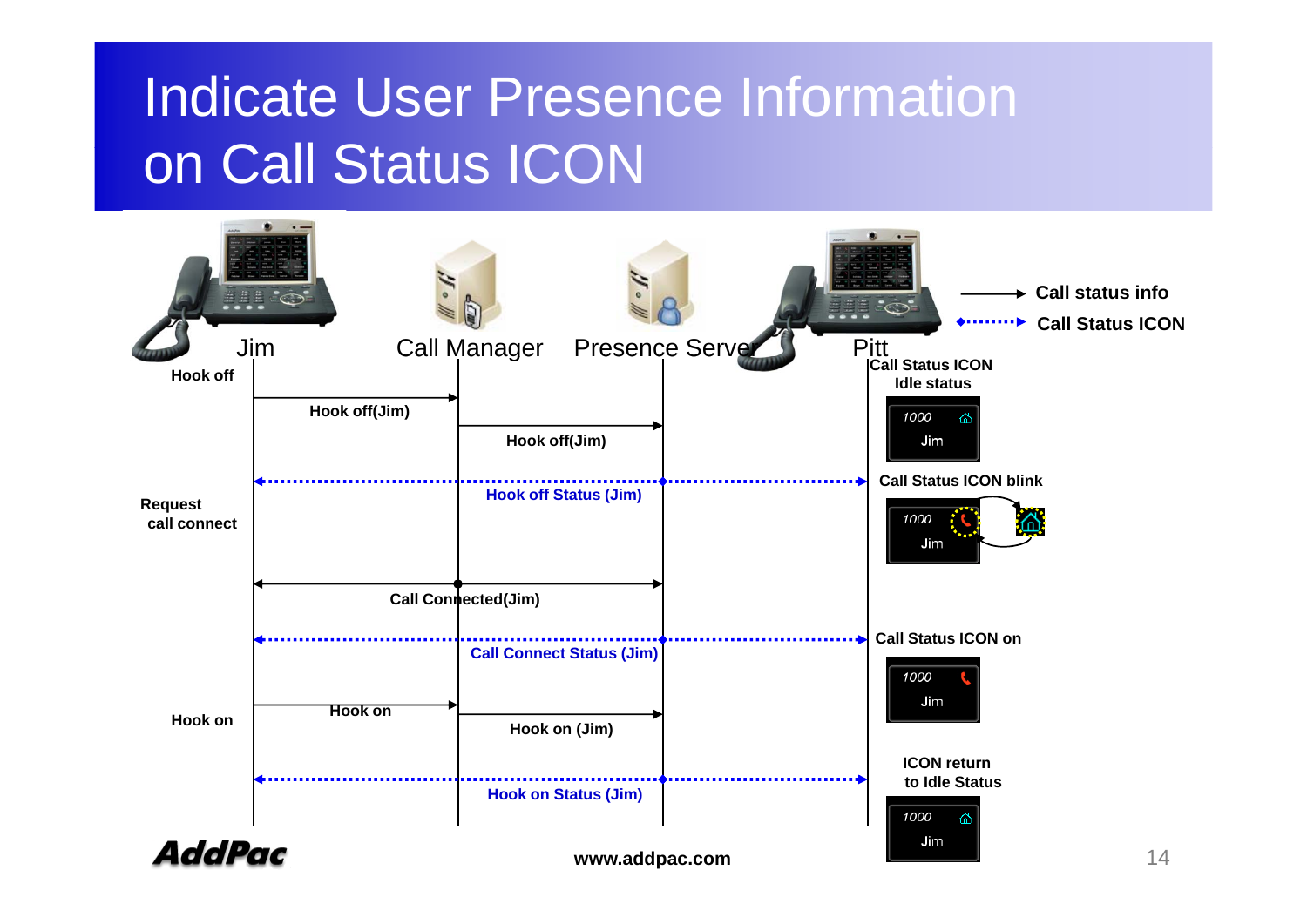# Indicate User Presence Information on Call Status ICON

Jim | Call Manager | Presence Server | Pitt

→ Call status info

⋯▸ Call Status ICON

Hook off

Hook off(Jim)

Hook off(Jim)

Call Status ICON Idle status

1000 Jim

Hook off Status (Jim)

Call Status ICON blink

1000 Jim

Request call connect

Call Connected(Jim)

Call Connect Status (Jim)

Call Status ICON on

1000 Jim

Hook on

Hook on

Hook on (Jim)

ICON return to Idle Status

Hook on Status (Jim)

1000 Jim

www.addpac.com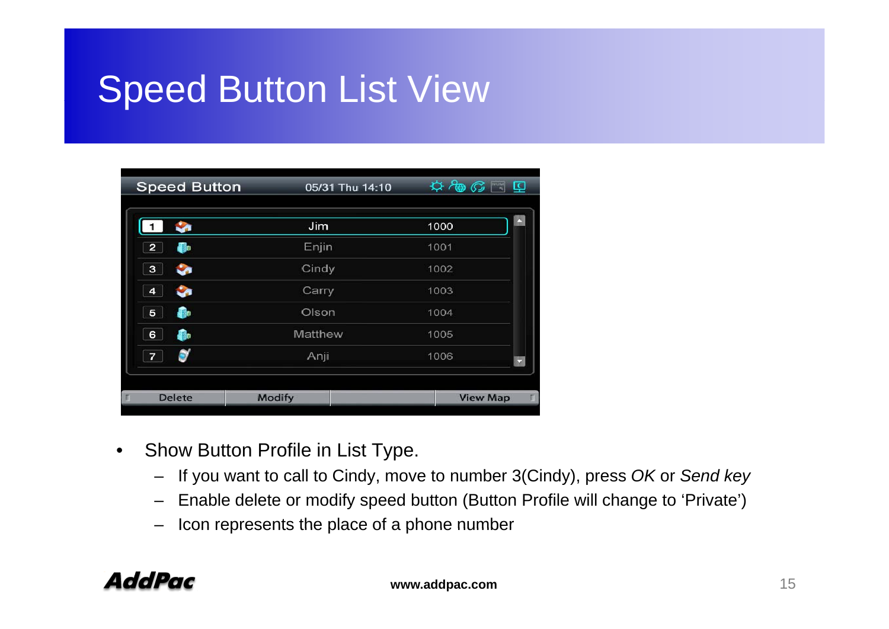# Speed Button List View

- Show Button Profile in List Type.
  - If you want to call to Cindy, move to number 3(Cindy), press *OK* or *Send key*
  - Enable delete or modify speed button (Button Profile will change to ‘Private’)
  - Icon represents the place of a phone number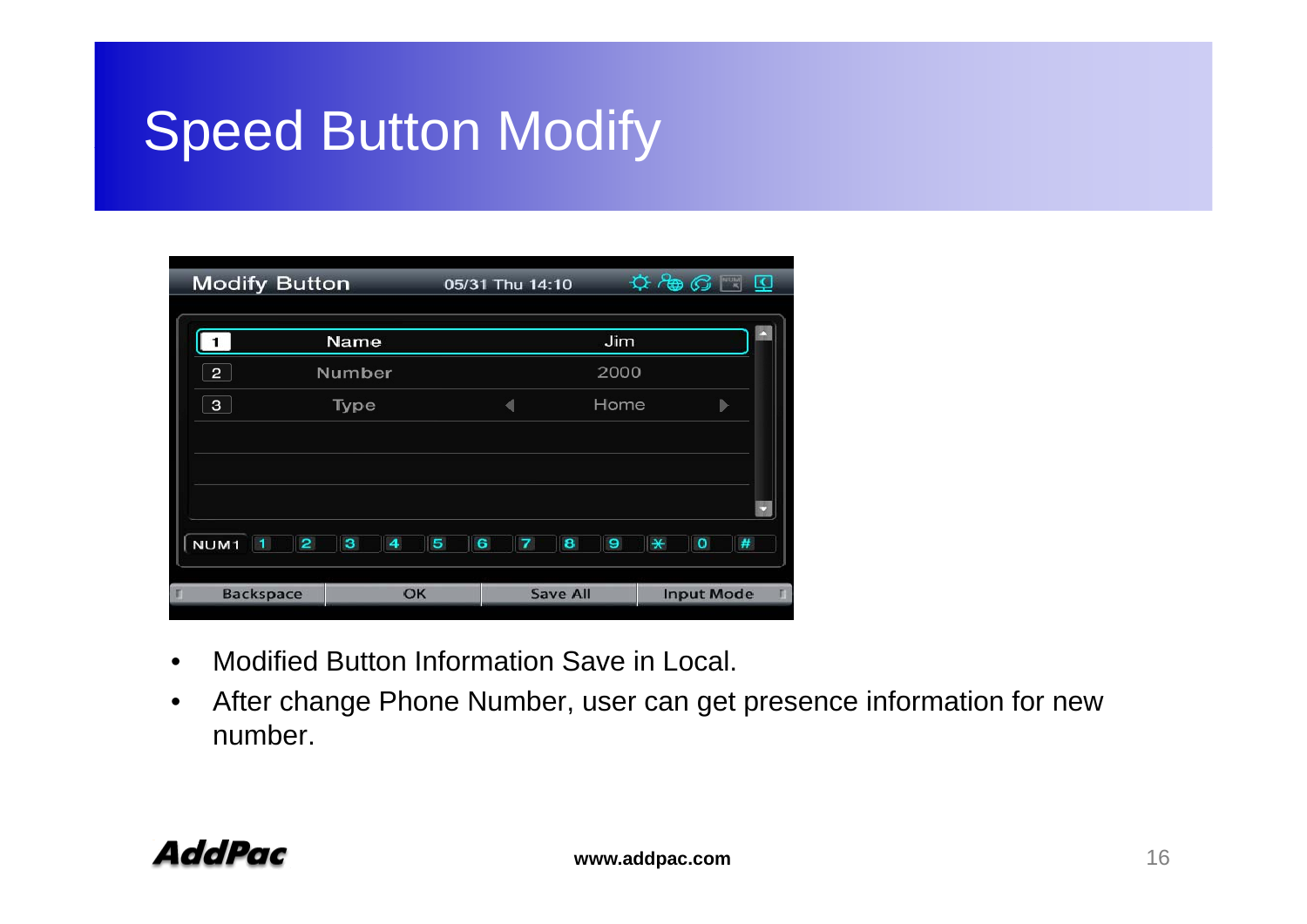# Speed Button Modify

- Modified Button Information Save in Local.
- After change Phone Number, user can get presence information for new number.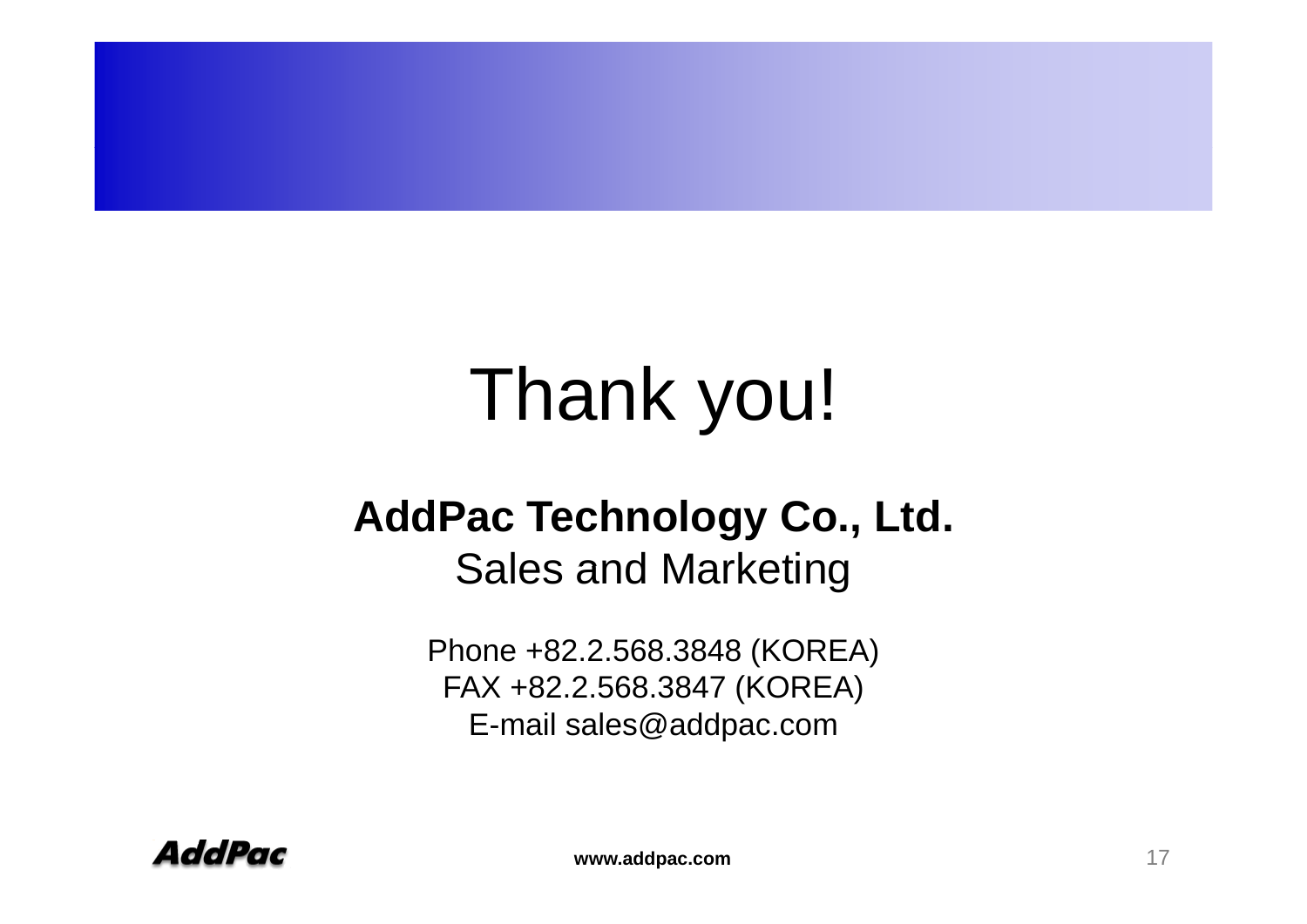# Thank you!

**AddPac Technology Co., Ltd.**

Sales and Marketing

Phone +82.2.568.3848 (KOREA)
FAX +82.2.568.3847 (KOREA)
E-mail sales@addpac.com